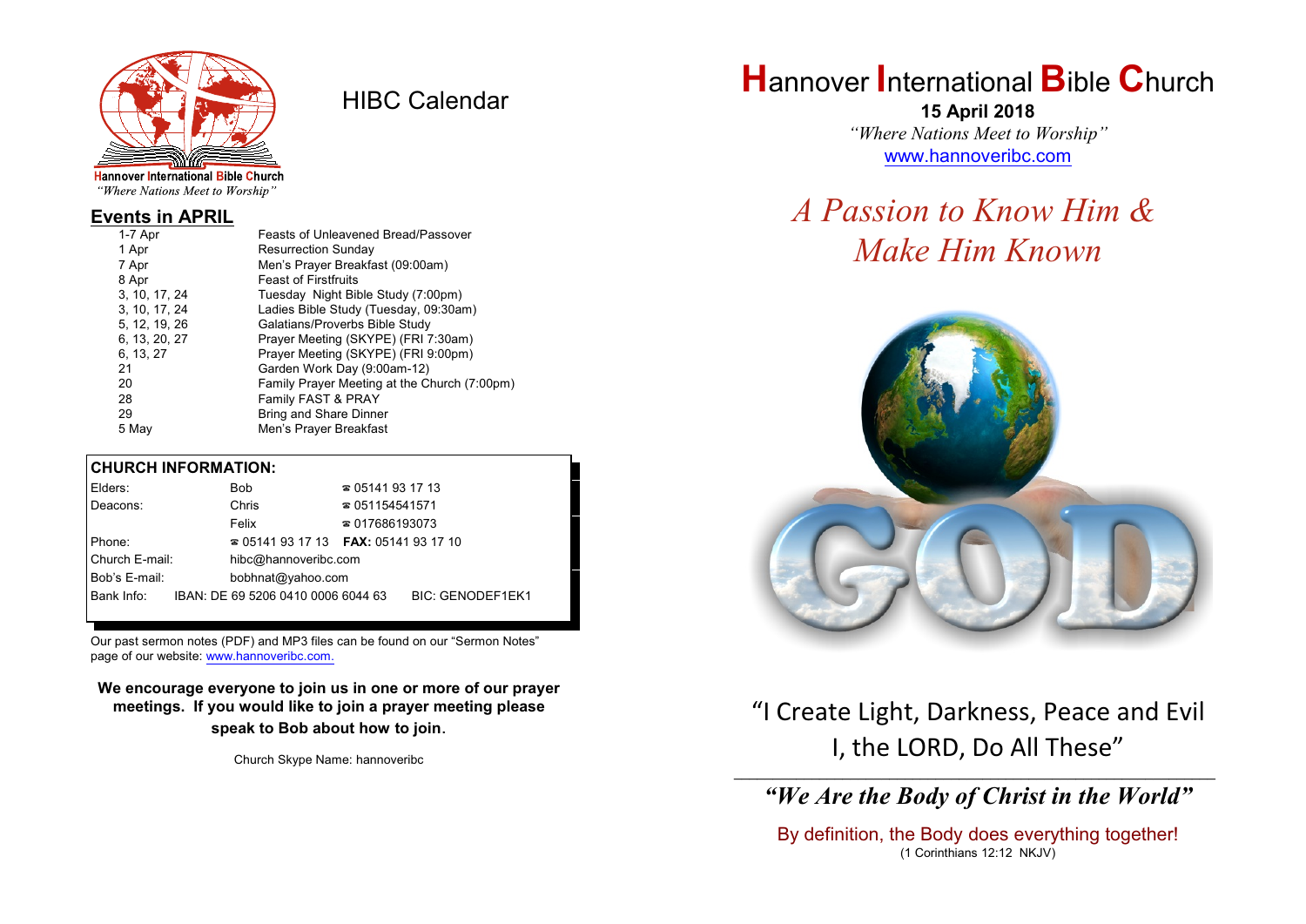Hannover International Bible Church
*"Where Nations Meet to Worship"*

# HIBC Calendar

## Events in APRIL

| | |
|---|---|
| 1-7 Apr | Feasts of Unleavened Bread/Passover |
| 1 Apr | Resurrection Sunday |
| 7 Apr | Men's Prayer Breakfast (09:00am) |
| 8 Apr | Feast of Firstfruits |
| 3, 10, 17, 24 | Tuesday Night Bible Study (7:00pm) |
| 3, 10, 17, 24 | Ladies Bible Study (Tuesday, 09:30am) |
| 5, 12, 19, 26 | Galatians/Proverbs Bible Study |
| 6, 13, 20, 27 | Prayer Meeting (SKYPE) (FRI 7:30am) |
| 6, 13, 27 | Prayer Meeting (SKYPE) (FRI 9:00pm) |
| 21 | Garden Work Day (9:00am-12) |
| 20 | Family Prayer Meeting at the Church (7:00pm) |
| 28 | Family FAST & PRAY |
| 29 | Bring and Share Dinner |
| 5 May | Men's Prayer Breakfast |

**CHURCH INFORMATION:**

| | | |
|---|---|---|
| Elders: | Bob | ☎ 05141 93 17 13 |
| Deacons: | Chris | ☎ 051154541571 |
| | Felix | ☎ 017686193073 |
| Phone: | ☎ 05141 93 17 13 | **FAX:** 05141 93 17 10 |
| Church E-mail: | hibc@hannoveribc.com | |
| Bob's E-mail: | bobhnat@yahoo.com | |
| Bank Info: | IBAN: DE 69 5206 0410 0006 6044 63 | BIC: GENODEF1EK1 |

Our past sermon notes (PDF) and MP3 files can be found on our "Sermon Notes" page of our website: www.hannoveribc.com.

**We encourage everyone to join us in one or more of our prayer meetings. If you would like to join a prayer meeting please speak to Bob about how to join.**

Church Skype Name: hannoveribc

# Hannover International Bible Church

**15 April 2018**

*"Where Nations Meet to Worship"*

www.hannoveribc.com

## *A Passion to Know Him & Make Him Known*

"I Create Light, Darkness, Peace and Evil I, the LORD, Do All These"

---

***"We Are the Body of Christ in the World"***

By definition, the Body does everything together!
(1 Corinthians 12:12 NKJV)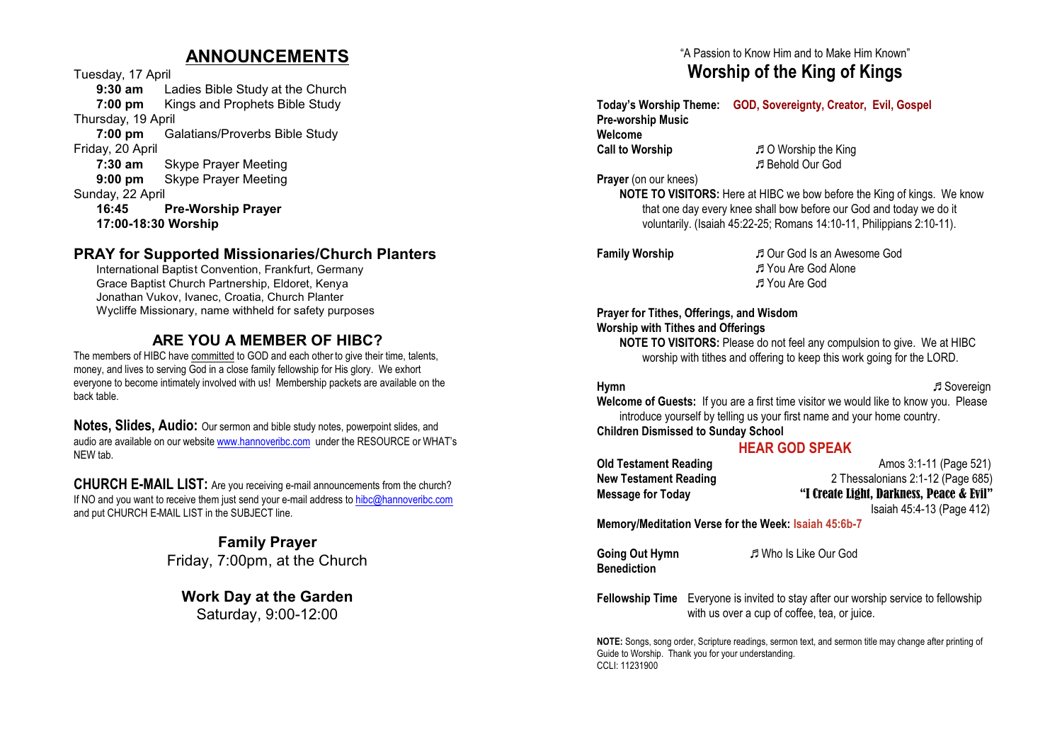# ANNOUNCEMENTS

Tuesday, 17 April

- **9:30 am** Ladies Bible Study at the Church
- **7:00 pm** Kings and Prophets Bible Study

Thursday, 19 April

- **7:00 pm** Galatians/Proverbs Bible Study

Friday, 20 April

- **7:30 am** Skype Prayer Meeting
- **9:00 pm** Skype Prayer Meeting

Sunday, 22 April

- **16:45 Pre-Worship Prayer**
- **17:00-18:30 Worship**

## PRAY for Supported Missionaries/Church Planters

International Baptist Convention, Frankfurt, Germany
Grace Baptist Church Partnership, Eldoret, Kenya
Jonathan Vukov, Ivanec, Croatia, Church Planter
Wycliffe Missionary, name withheld for safety purposes

## ARE YOU A MEMBER OF HIBC?

The members of HIBC have committed to GOD and each other to give their time, talents, money, and lives to serving God in a close family fellowship for His glory. We exhort everyone to become intimately involved with us! Membership packets are available on the back table.

**Notes, Slides, Audio:** Our sermon and bible study notes, powerpoint slides, and audio are available on our website www.hannoveribc.com under the RESOURCE or WHAT's NEW tab.

**CHURCH E-MAIL LIST:** Are you receiving e-mail announcements from the church? If NO and you want to receive them just send your e-mail address to hibc@hannoveribc.com and put CHURCH E-MAIL LIST in the SUBJECT line.

**Family Prayer**
Friday, 7:00pm, at the Church

**Work Day at the Garden**
Saturday, 9:00-12:00

---

"A Passion to Know Him and to Make Him Known"

# Worship of the King of Kings

**Today's Worship Theme:** **GOD, Sovereignty, Creator, Evil, Gospel**

**Pre-worship Music**

**Welcome**

**Call to Worship** ♫ O Worship the King
♫ Behold Our God

**Prayer** (on our knees)

**NOTE TO VISITORS:** Here at HIBC we bow before the King of kings. We know that one day every knee shall bow before our God and today we do it voluntarily. (Isaiah 45:22-25; Romans 14:10-11, Philippians 2:10-11).

**Family Worship** ♫ Our God Is an Awesome God
♫ You Are God Alone
♫ You Are God

**Prayer for Tithes, Offerings, and Wisdom**

**Worship with Tithes and Offerings**

**NOTE TO VISITORS:** Please do not feel any compulsion to give. We at HIBC worship with tithes and offering to keep this work going for the LORD.

**Hymn** ♫ Sovereign

**Welcome of Guests:** If you are a first time visitor we would like to know you. Please introduce yourself by telling us your first name and your home country.

**Children Dismissed to Sunday School**

## HEAR GOD SPEAK

**Old Testament Reading** Amos 3:1-11 (Page 521)

**New Testament Reading** 2 Thessalonians 2:1-12 (Page 685)

**Message for Today** **"I Create Light, Darkness, Peace & Evil"**
Isaiah 45:4-13 (Page 412)

**Memory/Meditation Verse for the Week:** **Isaiah 45:6b-7**

**Going Out Hymn** ♫ Who Is Like Our God

**Benediction**

**Fellowship Time** Everyone is invited to stay after our worship service to fellowship with us over a cup of coffee, tea, or juice.

**NOTE:** Songs, song order, Scripture readings, sermon text, and sermon title may change after printing of Guide to Worship. Thank you for your understanding.
CCLI: 11231900